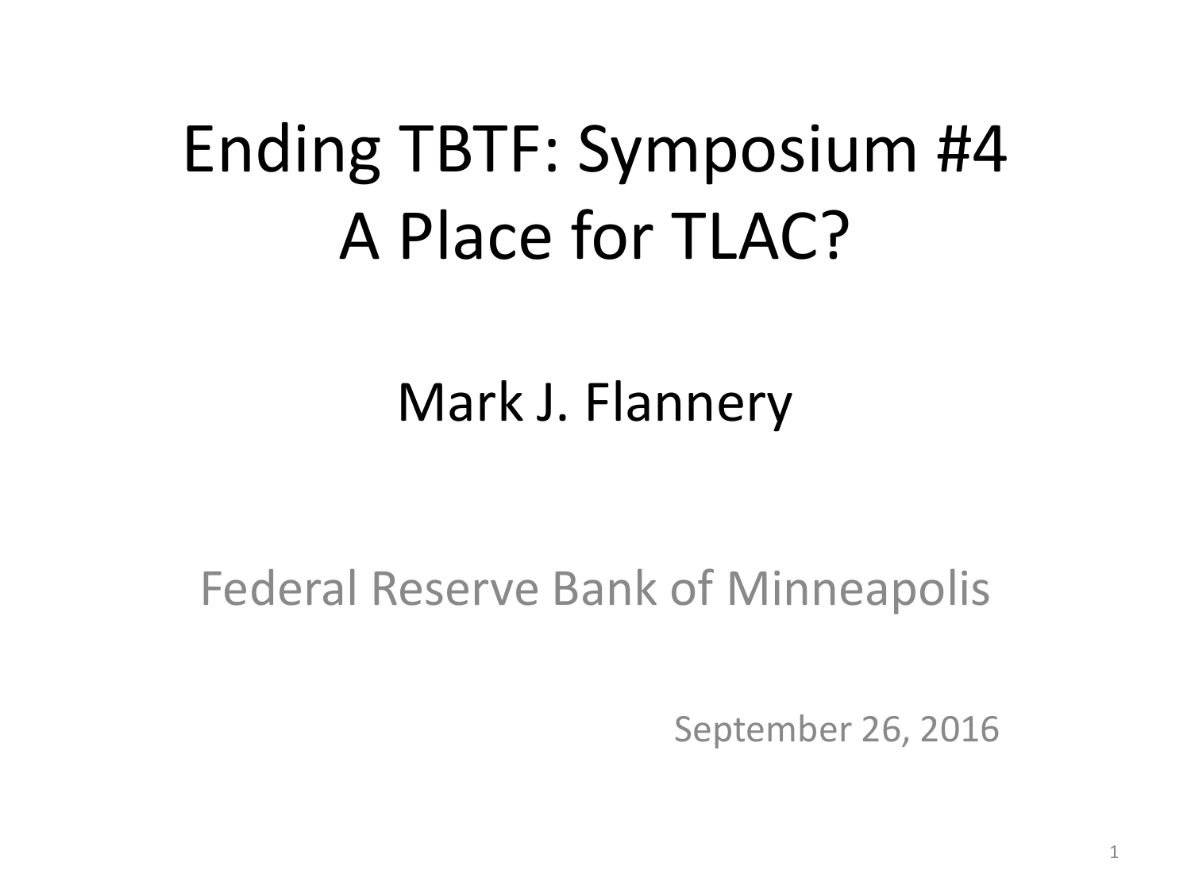# Ending TBTF: Symposium #4
# A Place for TLAC?

## Mark J. Flannery

Federal Reserve Bank of Minneapolis

September 26, 2016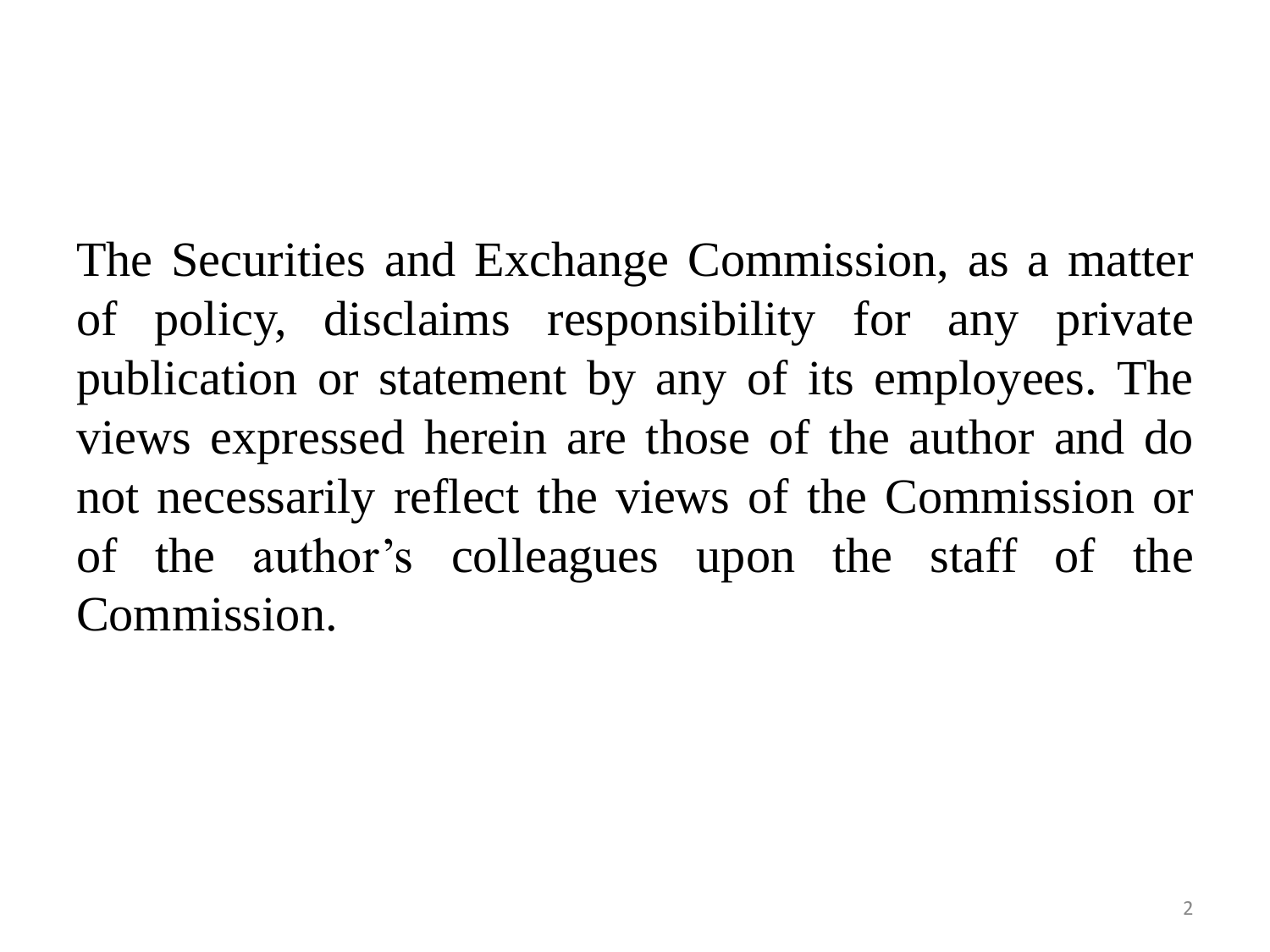The Securities and Exchange Commission, as a matter of policy, disclaims responsibility for any private publication or statement by any of its employees. The views expressed herein are those of the author and do not necessarily reflect the views of the Commission or of the author’s colleagues upon the staff of the Commission.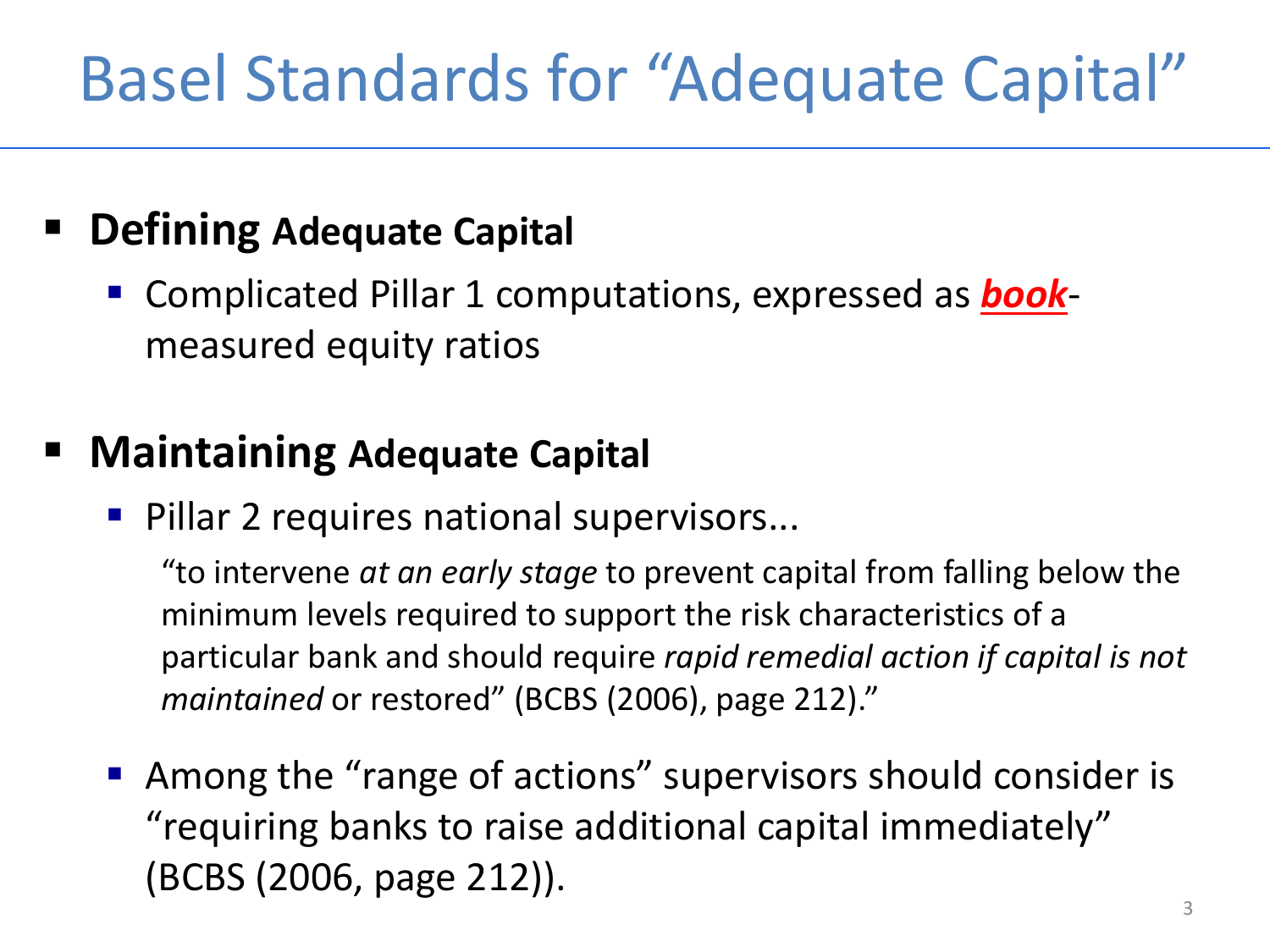# Basel Standards for "Adequate Capital"

- **Defining Adequate Capital**
  - Complicated Pillar 1 computations, expressed as ***book***-measured equity ratios

- **Maintaining Adequate Capital**
  - Pillar 2 requires national supervisors...

    "to intervene *at an early stage* to prevent capital from falling below the minimum levels required to support the risk characteristics of a particular bank and should require *rapid remedial action if capital is not maintained* or restored" (BCBS (2006), page 212)."

  - Among the "range of actions" supervisors should consider is "requiring banks to raise additional capital immediately" (BCBS (2006, page 212)).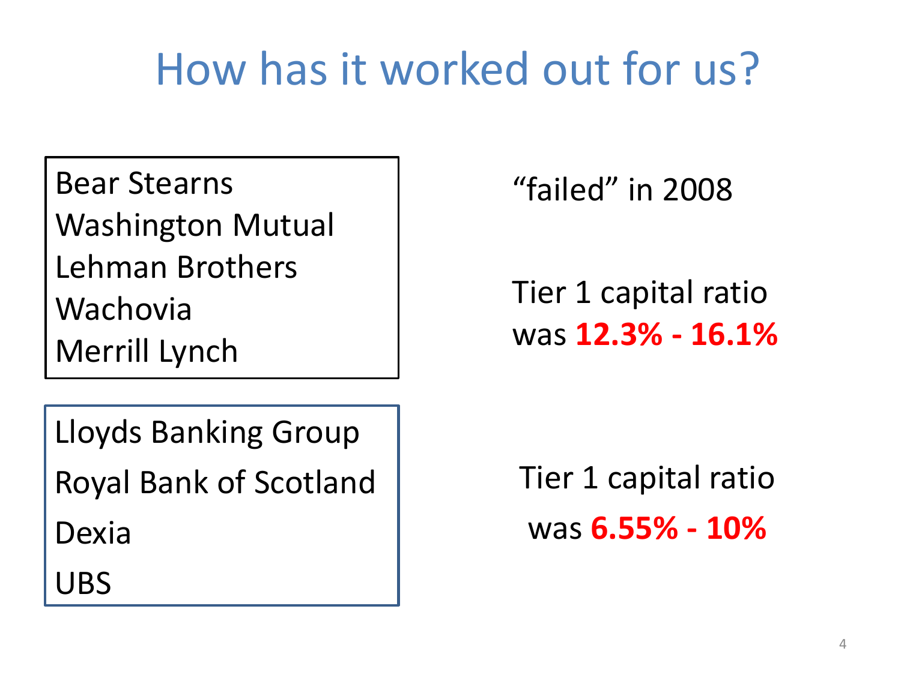# How has it worked out for us?

| Banks | |
|---|---|
| Bear Stearns<br>Washington Mutual<br>Lehman Brothers<br>Wachovia<br>Merrill Lynch | "failed" in 2008<br><br>Tier 1 capital ratio was **12.3% - 16.1%** |
| Lloyds Banking Group<br>Royal Bank of Scotland<br>Dexia<br>UBS | Tier 1 capital ratio was **6.55% - 10%** |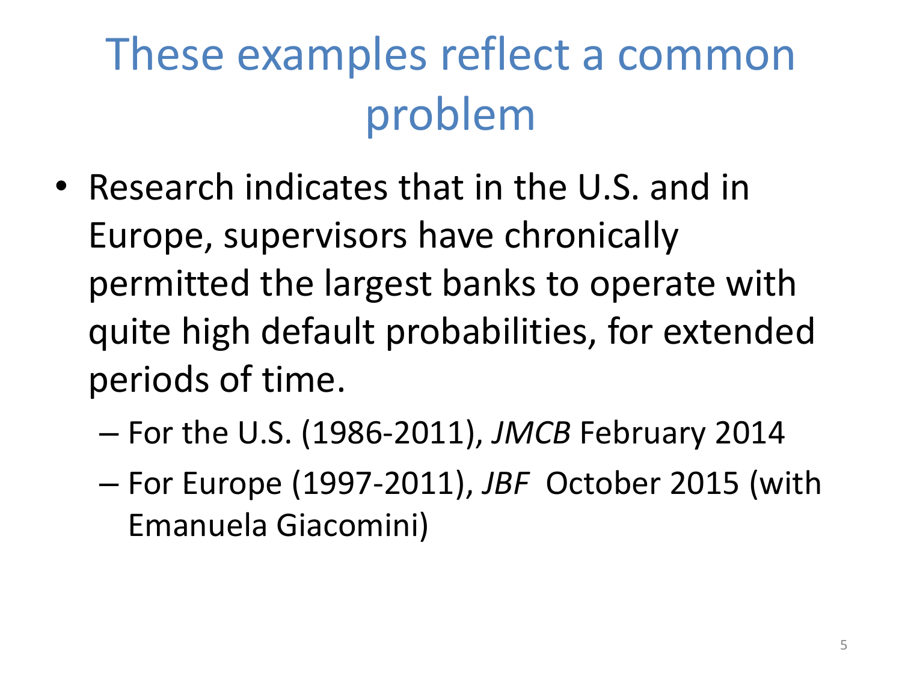# These examples reflect a common problem

- Research indicates that in the U.S. and in Europe, supervisors have chronically permitted the largest banks to operate with quite high default probabilities, for extended periods of time.
  - For the U.S. (1986-2011), *JMCB* February 2014
  - For Europe (1997-2011), *JBF* October 2015 (with Emanuela Giacomini)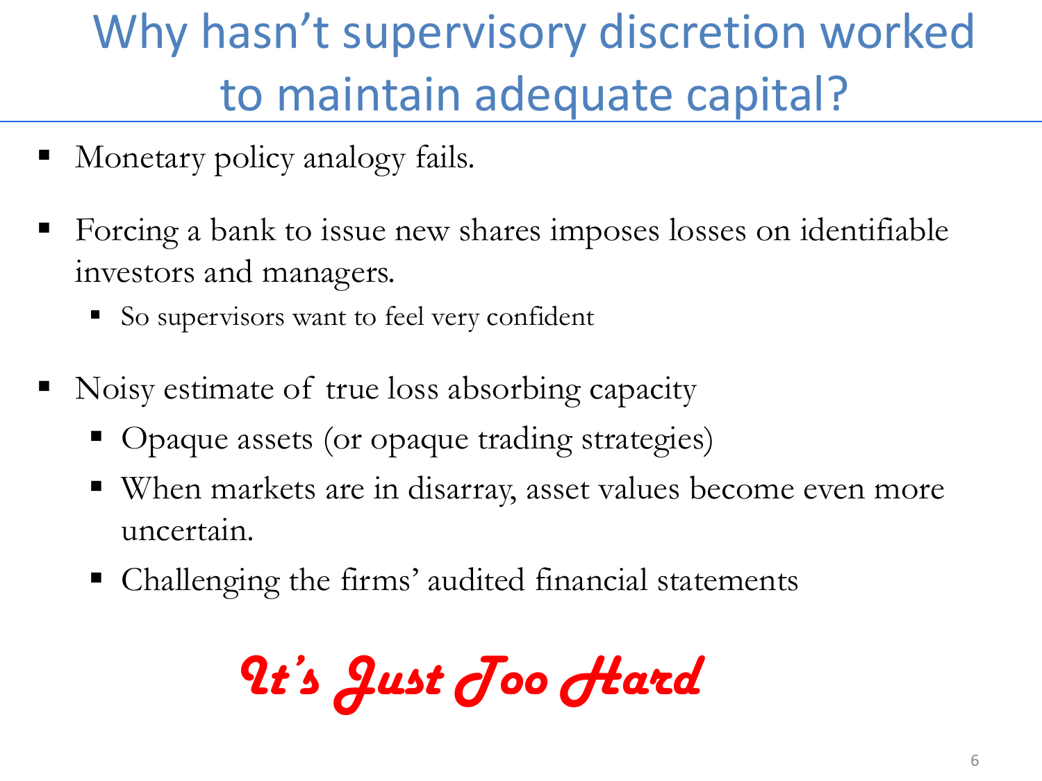# Why hasn't supervisory discretion worked to maintain adequate capital?

- Monetary policy analogy fails.
- Forcing a bank to issue new shares imposes losses on identifiable investors and managers.
  - So supervisors want to feel very confident
- Noisy estimate of true loss absorbing capacity
  - Opaque assets (or opaque trading strategies)
  - When markets are in disarray, asset values become even more uncertain.
  - Challenging the firms' audited financial statements

***It's Just Too Hard***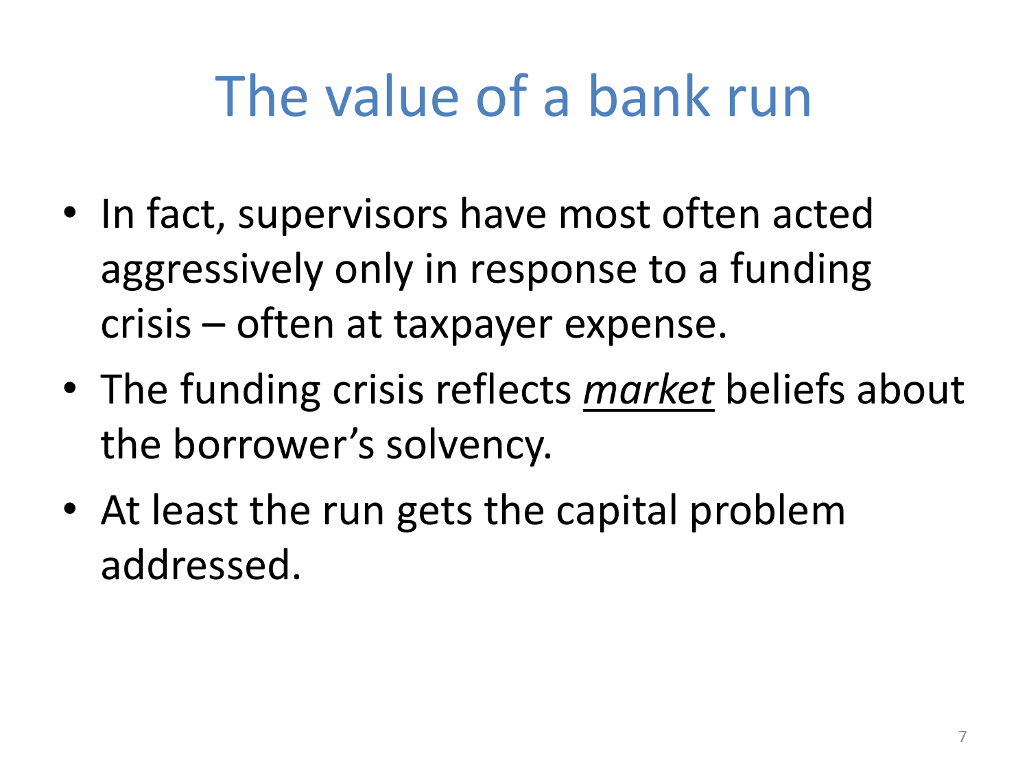# The value of a bank run

- In fact, supervisors have most often acted aggressively only in response to a funding crisis – often at taxpayer expense.
- The funding crisis reflects <u>*market*</u> beliefs about the borrower's solvency.
- At least the run gets the capital problem addressed.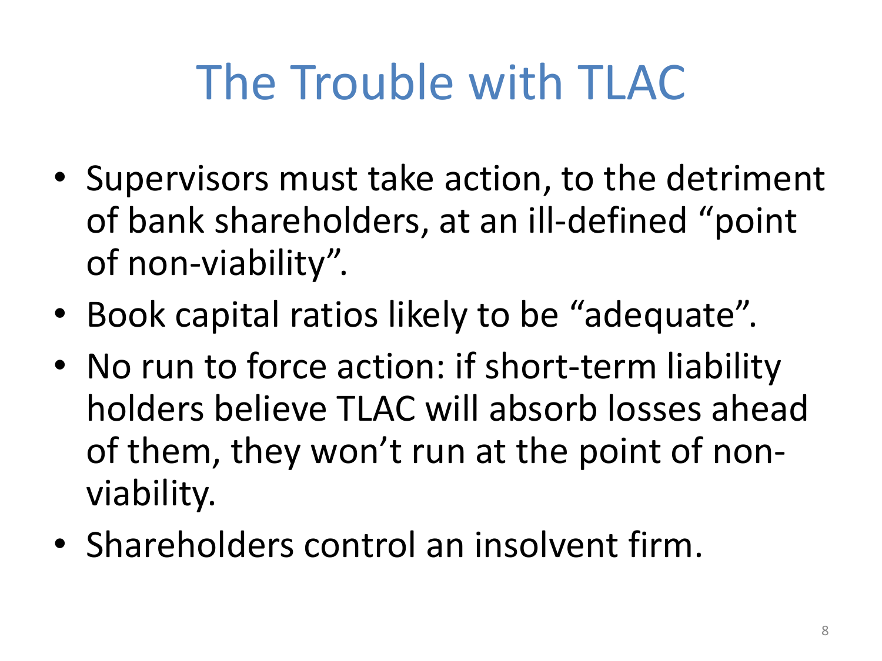# The Trouble with TLAC

- Supervisors must take action, to the detriment of bank shareholders, at an ill-defined "point of non-viability".
- Book capital ratios likely to be "adequate".
- No run to force action: if short-term liability holders believe TLAC will absorb losses ahead of them, they won't run at the point of non-viability.
- Shareholders control an insolvent firm.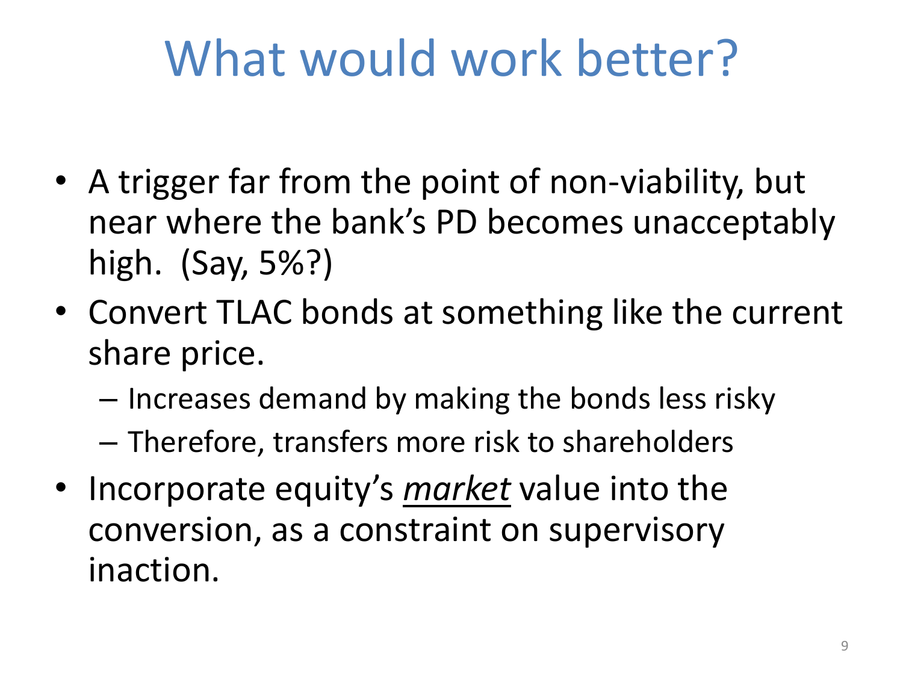# What would work better?

- A trigger far from the point of non-viability, but near where the bank's PD becomes unacceptably high. (Say, 5%?)
- Convert TLAC bonds at something like the current share price.
  - Increases demand by making the bonds less risky
  - Therefore, transfers more risk to shareholders
- Incorporate equity's *market* value into the conversion, as a constraint on supervisory inaction.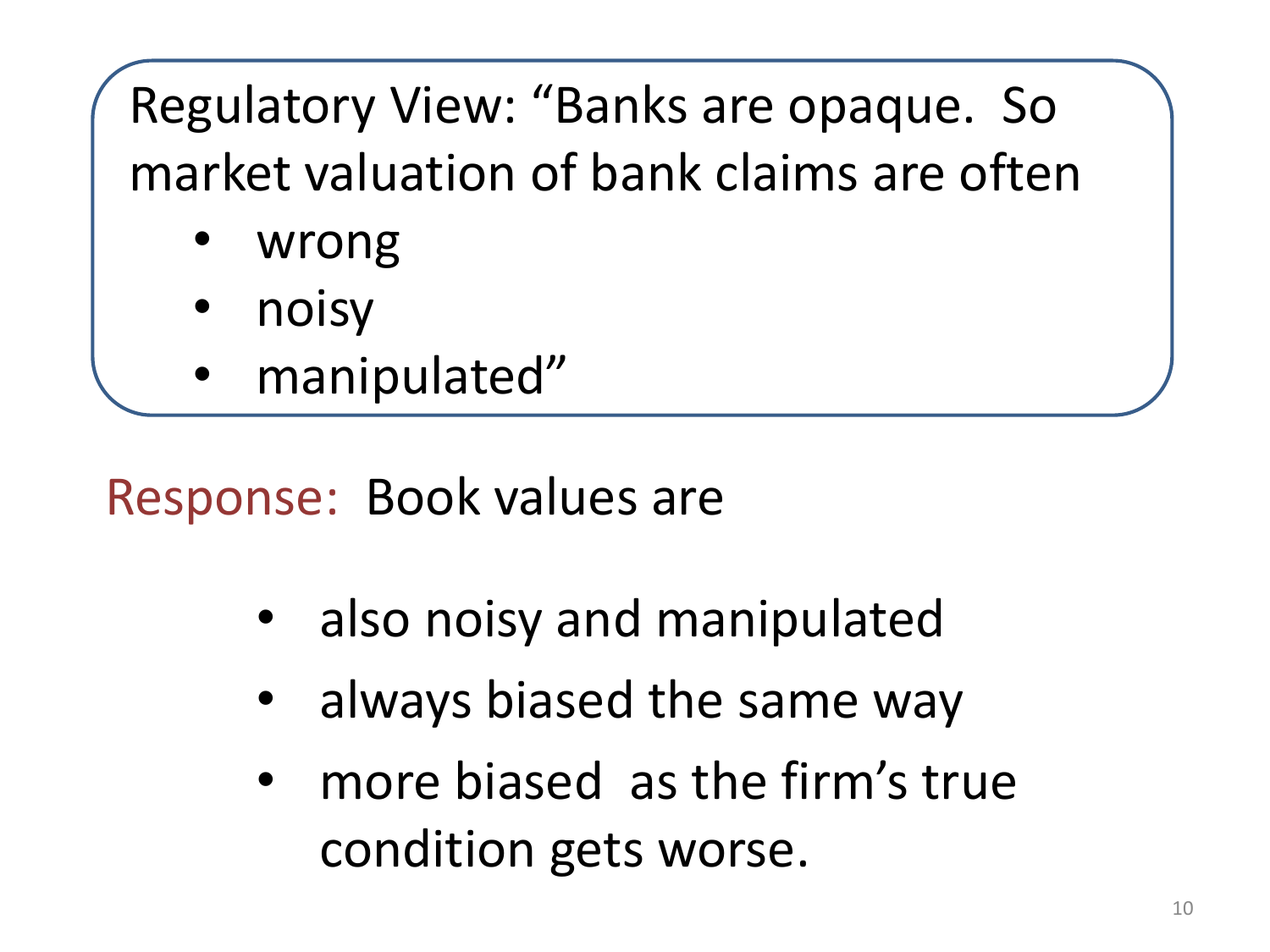Regulatory View: “Banks are opaque. So market valuation of bank claims are often

- wrong
- noisy
- manipulated”

Response: Book values are

- also noisy and manipulated
- always biased the same way
- more biased as the firm’s true condition gets worse.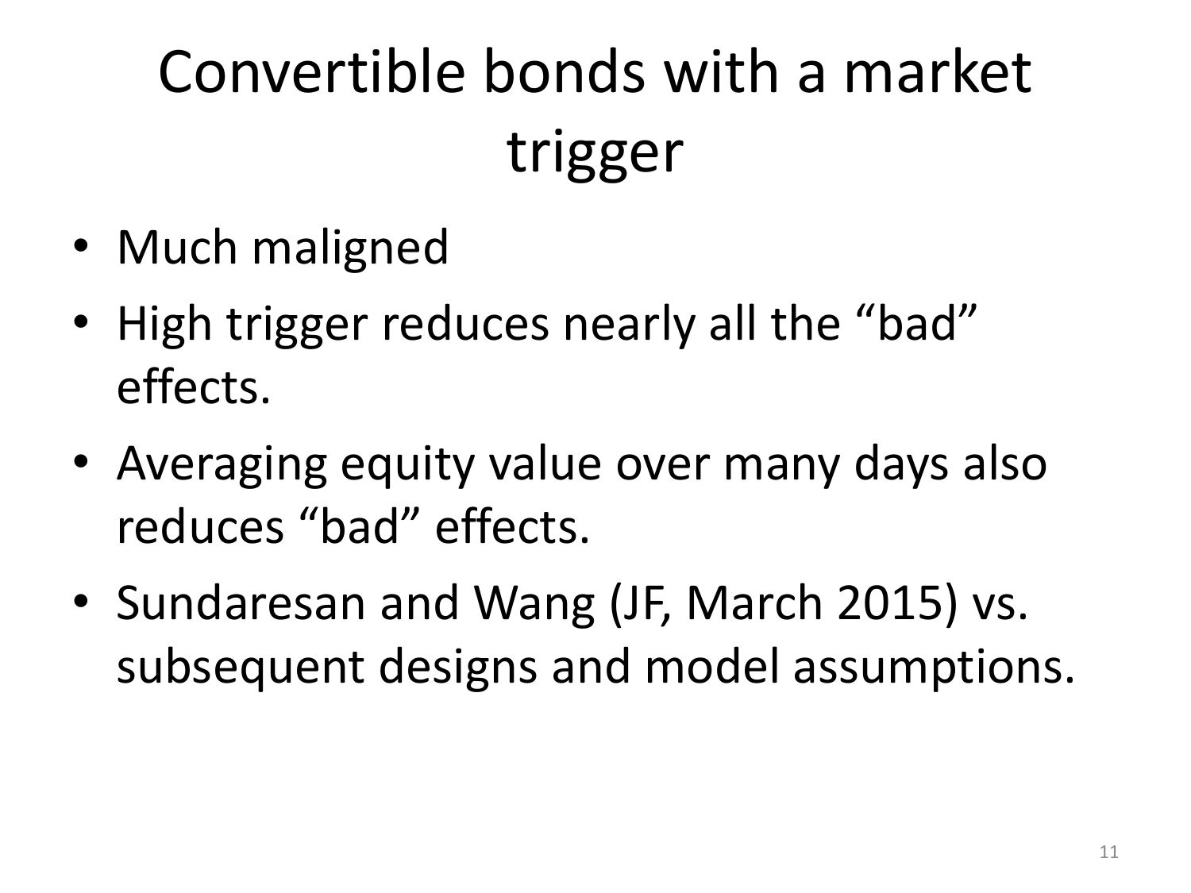# Convertible bonds with a market trigger

- Much maligned
- High trigger reduces nearly all the “bad” effects.
- Averaging equity value over many days also reduces “bad” effects.
- Sundaresan and Wang (JF, March 2015) vs. subsequent designs and model assumptions.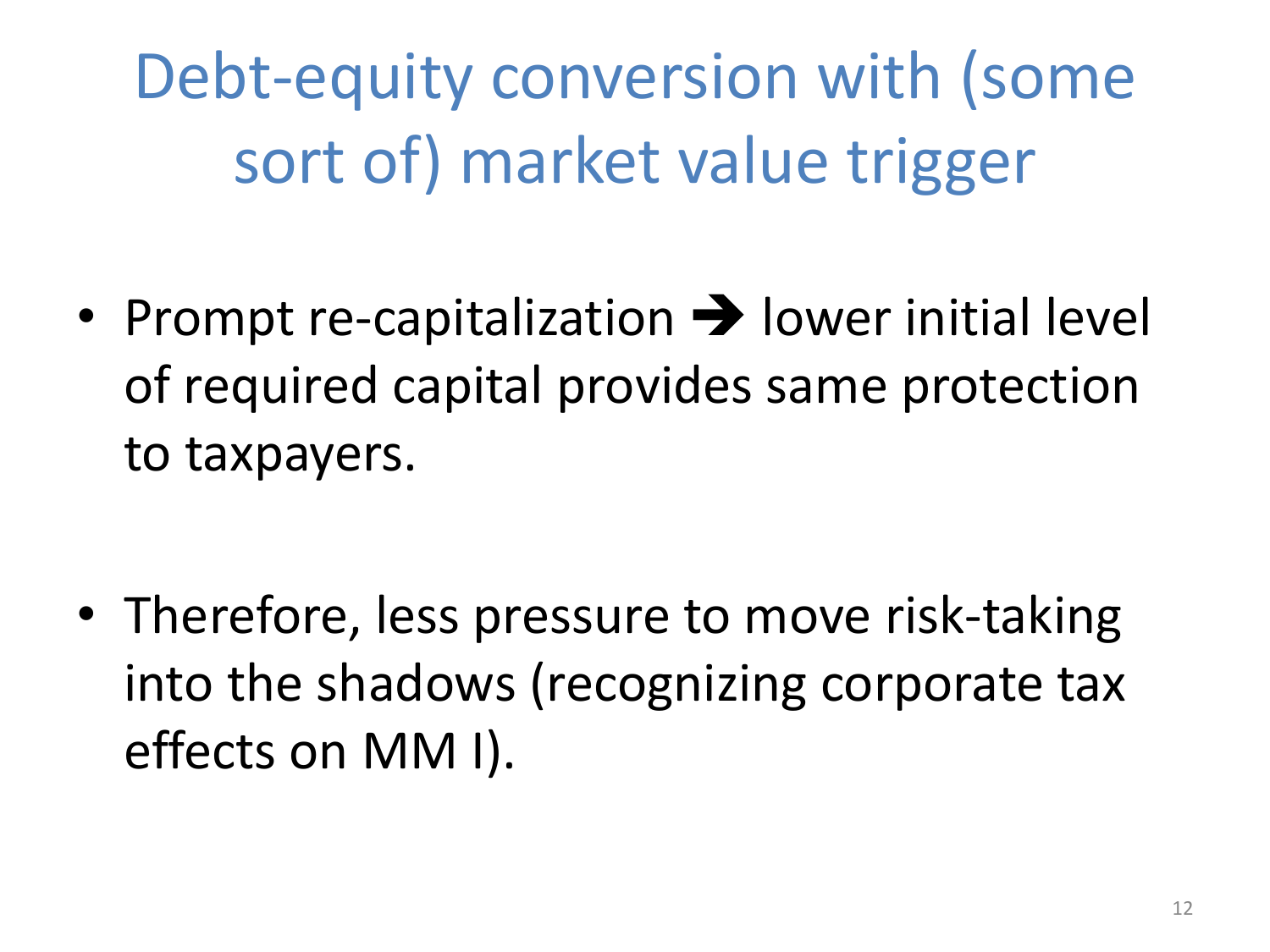# Debt-equity conversion with (some sort of) market value trigger

- Prompt re-capitalization ➔ lower initial level of required capital provides same protection to taxpayers.

- Therefore, less pressure to move risk-taking into the shadows (recognizing corporate tax effects on MM I).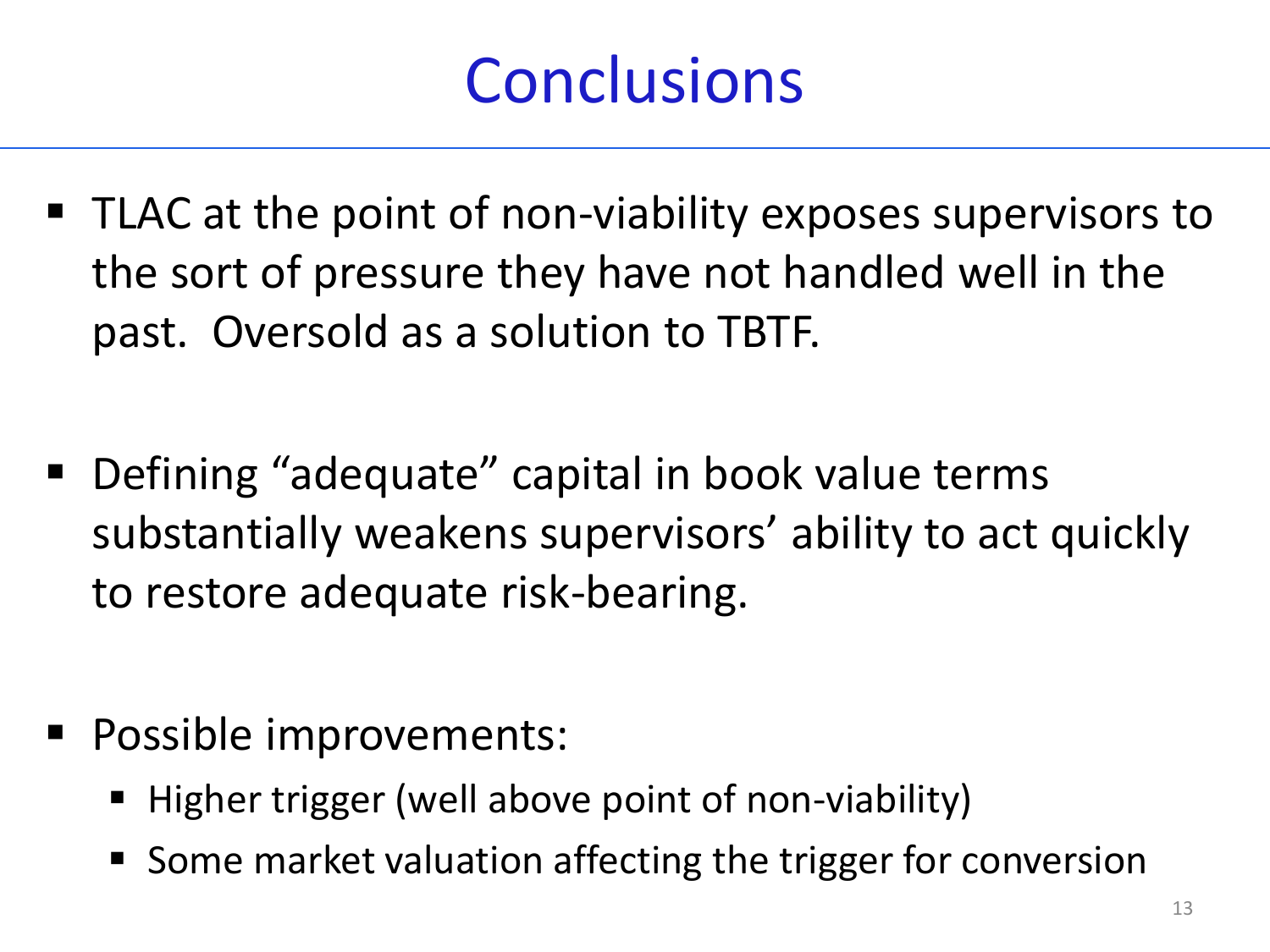# Conclusions

- TLAC at the point of non-viability exposes supervisors to the sort of pressure they have not handled well in the past. Oversold as a solution to TBTF.

- Defining “adequate” capital in book value terms substantially weakens supervisors’ ability to act quickly to restore adequate risk-bearing.

- Possible improvements:
  - Higher trigger (well above point of non-viability)
  - Some market valuation affecting the trigger for conversion